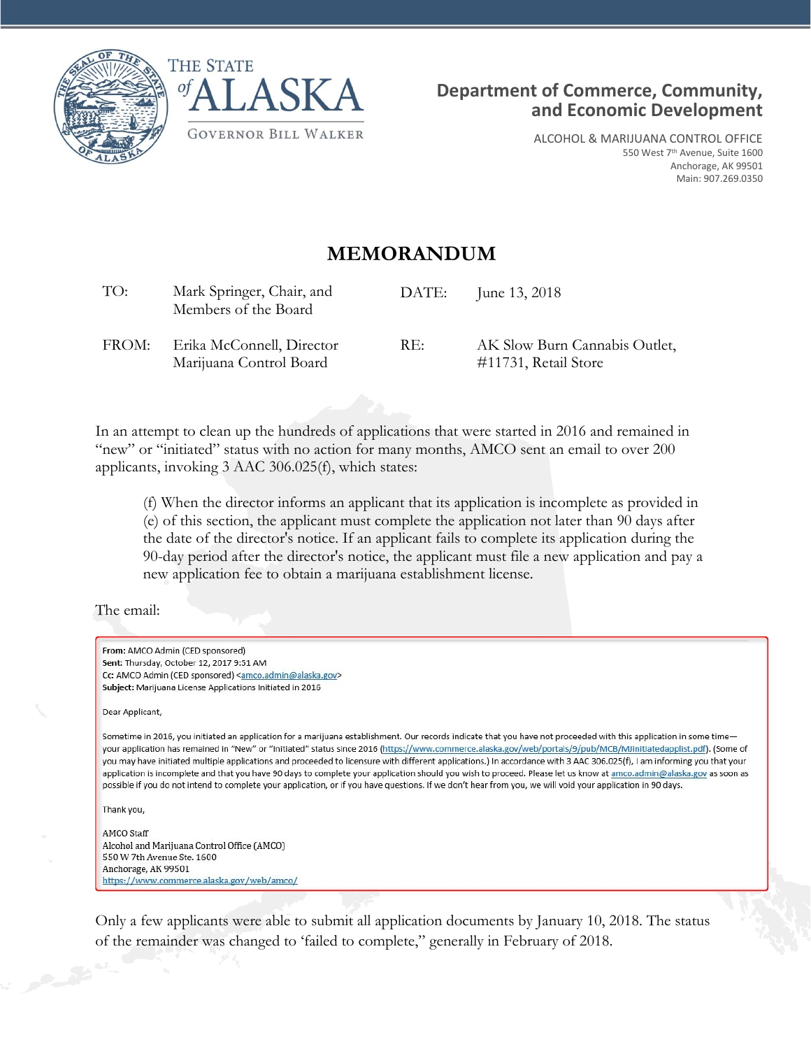THE STATE of ALASKA

GOVERNOR BILL WALKER

**Department of Commerce, Community, and Economic Development**

ALCOHOL & MARIJUANA CONTROL OFFICE
550 West 7th Avenue, Suite 1600
Anchorage, AK 99501
Main: 907.269.0350

# MEMORANDUM

| | | | |
|---|---|---|---|
| TO: | Mark Springer, Chair, and Members of the Board | DATE: | June 13, 2018 |
| FROM: | Erika McConnell, Director Marijuana Control Board | RE: | AK Slow Burn Cannabis Outlet, #11731, Retail Store |

In an attempt to clean up the hundreds of applications that were started in 2016 and remained in "new" or "initiated" status with no action for many months, AMCO sent an email to over 200 applicants, invoking 3 AAC 306.025(f), which states:

> (f) When the director informs an applicant that its application is incomplete as provided in (e) of this section, the applicant must complete the application not later than 90 days after the date of the director's notice. If an applicant fails to complete its application during the 90-day period after the director's notice, the applicant must file a new application and pay a new application fee to obtain a marijuana establishment license.

The email:

> **From:** AMCO Admin (CED sponsored)
> **Sent:** Thursday, October 12, 2017 9:51 AM
> **Cc:** AMCO Admin (CED sponsored) <amco.admin@alaska.gov>
> **Subject:** Marijuana License Applications Initiated in 2016
>
> Dear Applicant,
>
> Sometime in 2016, you initiated an application for a marijuana establishment. Our records indicate that you have not proceeded with this application in some time—your application has remained in "New" or "Initiated" status since 2016 (https://www.commerce.alaska.gov/web/portals/9/pub/MCB/MJInitiatedapplist.pdf). (Some of you may have initiated multiple applications and proceeded to licensure with different applications.) In accordance with 3 AAC 306.025(f), I am informing you that your application is incomplete and that you have 90 days to complete your application should you wish to proceed. Please let us know at amco.admin@alaska.gov as soon as possible if you do not intend to complete your application, or if you have questions. If we don't hear from you, we will void your application in 90 days.
>
> Thank you,
>
> AMCO Staff
> Alcohol and Marijuana Control Office (AMCO)
> 550 W 7th Avenue Ste. 1600
> Anchorage, AK 99501
> https://www.commerce.alaska.gov/web/amco/

Only a few applicants were able to submit all application documents by January 10, 2018. The status of the remainder was changed to 'failed to complete," generally in February of 2018.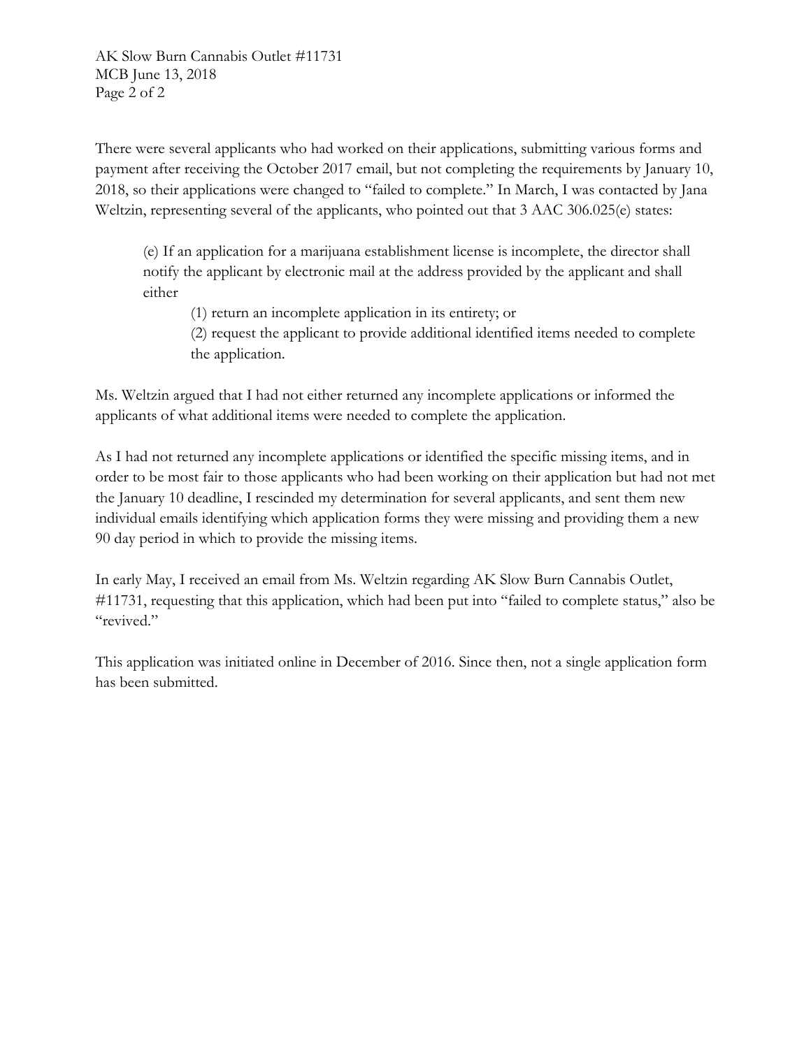There were several applicants who had worked on their applications, submitting various forms and payment after receiving the October 2017 email, but not completing the requirements by January 10, 2018, so their applications were changed to "failed to complete." In March, I was contacted by Jana Weltzin, representing several of the applicants, who pointed out that 3 AAC 306.025(e) states:

> (e) If an application for a marijuana establishment license is incomplete, the director shall notify the applicant by electronic mail at the address provided by the applicant and shall either
>
> (1) return an incomplete application in its entirety; or
>
> (2) request the applicant to provide additional identified items needed to complete the application.

Ms. Weltzin argued that I had not either returned any incomplete applications or informed the applicants of what additional items were needed to complete the application.

As I had not returned any incomplete applications or identified the specific missing items, and in order to be most fair to those applicants who had been working on their application but had not met the January 10 deadline, I rescinded my determination for several applicants, and sent them new individual emails identifying which application forms they were missing and providing them a new 90 day period in which to provide the missing items.

In early May, I received an email from Ms. Weltzin regarding AK Slow Burn Cannabis Outlet, #11731, requesting that this application, which had been put into "failed to complete status," also be "revived."

This application was initiated online in December of 2016. Since then, not a single application form has been submitted.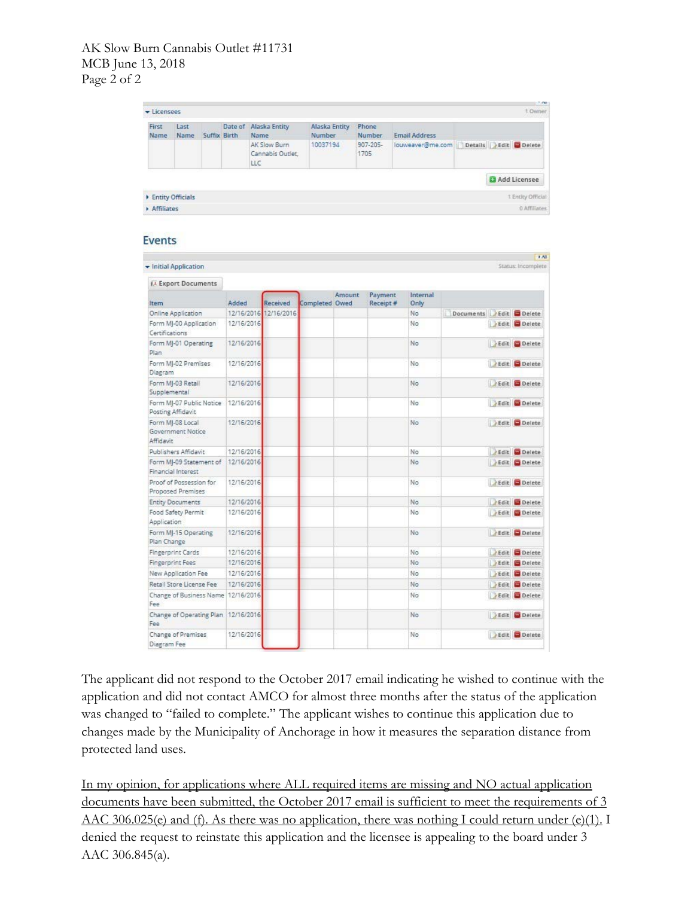AK Slow Burn Cannabis Outlet #11731
MCB June 13, 2018

▾ Licensees — 1 Owner

| First Name | Last Name | Suffix | Date of Birth | Alaska Entity Name | Alaska Entity Number | Phone Number | Email Address | |
|---|---|---|---|---|---|---|---|---|
| | | | | AK Slow Burn Cannabis Outlet, LLC | 10037194 | 907-205-1705 | louweaver@me.com | Details Edit Delete |

Add Licensee

▸ Entity Officials — 1 Entity Official

▸ Affiliates — 0 Affiliates

## Events

▾ Initial Application — Status: Incomplete

Export Documents

| Item | Added | Received | Completed | Amount Owed | Payment Receipt # | Internal Only | |
|---|---|---|---|---|---|---|---|
| Online Application | 12/16/2016 | 12/16/2016 | | | | No | Documents Edit Delete |
| Form MJ-00 Application Certifications | 12/16/2016 | | | | | No | Edit Delete |
| Form MJ-01 Operating Plan | 12/16/2016 | | | | | No | Edit Delete |
| Form MJ-02 Premises Diagram | 12/16/2016 | | | | | No | Edit Delete |
| Form MJ-03 Retail Supplemental | 12/16/2016 | | | | | No | Edit Delete |
| Form MJ-07 Public Notice Posting Affidavit | 12/16/2016 | | | | | No | Edit Delete |
| Form MJ-08 Local Government Notice Affidavit | 12/16/2016 | | | | | No | Edit Delete |
| Publishers Affidavit | 12/16/2016 | | | | | No | Edit Delete |
| Form MJ-09 Statement of Financial Interest | 12/16/2016 | | | | | No | Edit Delete |
| Proof of Possession for Proposed Premises | 12/16/2016 | | | | | No | Edit Delete |
| Entity Documents | 12/16/2016 | | | | | No | Edit Delete |
| Food Safety Permit Application | 12/16/2016 | | | | | No | Edit Delete |
| Form MJ-15 Operating Plan Change | 12/16/2016 | | | | | No | Edit Delete |
| Fingerprint Cards | 12/16/2016 | | | | | No | Edit Delete |
| Fingerprint Fees | 12/16/2016 | | | | | No | Edit Delete |
| New Application Fee | 12/16/2016 | | | | | No | Edit Delete |
| Retail Store License Fee | 12/16/2016 | | | | | No | Edit Delete |
| Change of Business Name Fee | 12/16/2016 | | | | | No | Edit Delete |
| Change of Operating Plan Fee | 12/16/2016 | | | | | No | Edit Delete |
| Change of Premises Diagram Fee | 12/16/2016 | | | | | No | Edit Delete |

The applicant did not respond to the October 2017 email indicating he wished to continue with the application and did not contact AMCO for almost three months after the status of the application was changed to "failed to complete." The applicant wishes to continue this application due to changes made by the Municipality of Anchorage in how it measures the separation distance from protected land uses.

<u>In my opinion, for applications where ALL required items are missing and NO actual application documents have been submitted, the October 2017 email is sufficient to meet the requirements of 3 AAC 306.025(e) and (f). As there was no application, there was nothing I could return under (e)(1).</u> I denied the request to reinstate this application and the licensee is appealing to the board under 3 AAC 306.845(a).